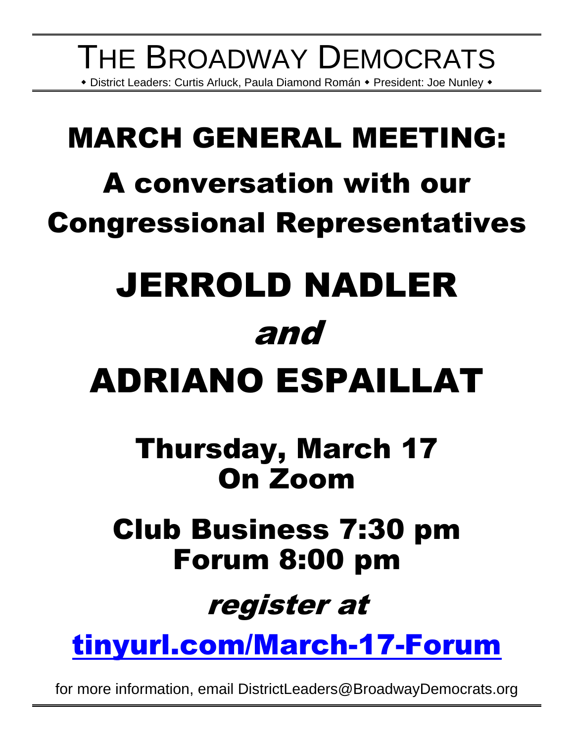# THE BROADWAY DEMOCRATS

◆ District Leaders: Curtis Arluck, Paula Diamond Román ◆ President: Joe Nunley ◆

# MARCH GENERAL MEETING:

## A conversation with our Congressional Representatives

# JERROLD NADLER

*and*

# ADRIANO ESPAILLAT

## Thursday, March 17
## On Zoom

## Club Business 7:30 pm
## Forum 8:00 pm

*register at*

**tinyurl.com/March-17-Forum**

for more information, email DistrictLeaders@BroadwayDemocrats.org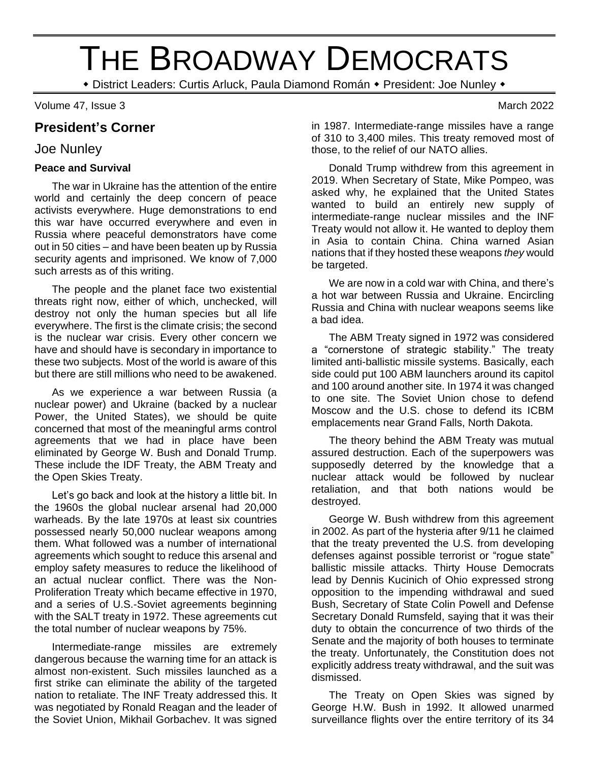// THE BROADWAY DEMOCRATS

◆ District Leaders: Curtis Arluck, Paula Diamond Román ◆ President: Joe Nunley ◆

Volume 47, Issue 3 March 2022

## President's Corner

### Joe Nunley

**Peace and Survival**

The war in Ukraine has the attention of the entire world and certainly the deep concern of peace activists everywhere. Huge demonstrations to end this war have occurred everywhere and even in Russia where peaceful demonstrators have come out in 50 cities – and have been beaten up by Russia security agents and imprisoned. We know of 7,000 such arrests as of this writing.

The people and the planet face two existential threats right now, either of which, unchecked, will destroy not only the human species but all life everywhere. The first is the climate crisis; the second is the nuclear war crisis. Every other concern we have and should have is secondary in importance to these two subjects. Most of the world is aware of this but there are still millions who need to be awakened.

As we experience a war between Russia (a nuclear power) and Ukraine (backed by a nuclear Power, the United States), we should be quite concerned that most of the meaningful arms control agreements that we had in place have been eliminated by George W. Bush and Donald Trump. These include the IDF Treaty, the ABM Treaty and the Open Skies Treaty.

Let's go back and look at the history a little bit. In the 1960s the global nuclear arsenal had 20,000 warheads. By the late 1970s at least six countries possessed nearly 50,000 nuclear weapons among them. What followed was a number of international agreements which sought to reduce this arsenal and employ safety measures to reduce the likelihood of an actual nuclear conflict. There was the Non-Proliferation Treaty which became effective in 1970, and a series of U.S.-Soviet agreements beginning with the SALT treaty in 1972. These agreements cut the total number of nuclear weapons by 75%.

Intermediate-range missiles are extremely dangerous because the warning time for an attack is almost non-existent. Such missiles launched as a first strike can eliminate the ability of the targeted nation to retaliate. The INF Treaty addressed this. It was negotiated by Ronald Reagan and the leader of the Soviet Union, Mikhail Gorbachev. It was signed in 1987. Intermediate-range missiles have a range of 310 to 3,400 miles. This treaty removed most of those, to the relief of our NATO allies.

Donald Trump withdrew from this agreement in 2019. When Secretary of State, Mike Pompeo, was asked why, he explained that the United States wanted to build an entirely new supply of intermediate-range nuclear missiles and the INF Treaty would not allow it. He wanted to deploy them in Asia to contain China. China warned Asian nations that if they hosted these weapons *they* would be targeted.

We are now in a cold war with China, and there's a hot war between Russia and Ukraine. Encircling Russia and China with nuclear weapons seems like a bad idea.

The ABM Treaty signed in 1972 was considered a "cornerstone of strategic stability." The treaty limited anti-ballistic missile systems. Basically, each side could put 100 ABM launchers around its capitol and 100 around another site. In 1974 it was changed to one site. The Soviet Union chose to defend Moscow and the U.S. chose to defend its ICBM emplacements near Grand Falls, North Dakota.

The theory behind the ABM Treaty was mutual assured destruction. Each of the superpowers was supposedly deterred by the knowledge that a nuclear attack would be followed by nuclear retaliation, and that both nations would be destroyed.

George W. Bush withdrew from this agreement in 2002. As part of the hysteria after 9/11 he claimed that the treaty prevented the U.S. from developing defenses against possible terrorist or "rogue state" ballistic missile attacks. Thirty House Democrats lead by Dennis Kucinich of Ohio expressed strong opposition to the impending withdrawal and sued Bush, Secretary of State Colin Powell and Defense Secretary Donald Rumsfeld, saying that it was their duty to obtain the concurrence of two thirds of the Senate and the majority of both houses to terminate the treaty. Unfortunately, the Constitution does not explicitly address treaty withdrawal, and the suit was dismissed.

The Treaty on Open Skies was signed by George H.W. Bush in 1992. It allowed unarmed surveillance flights over the entire territory of its 34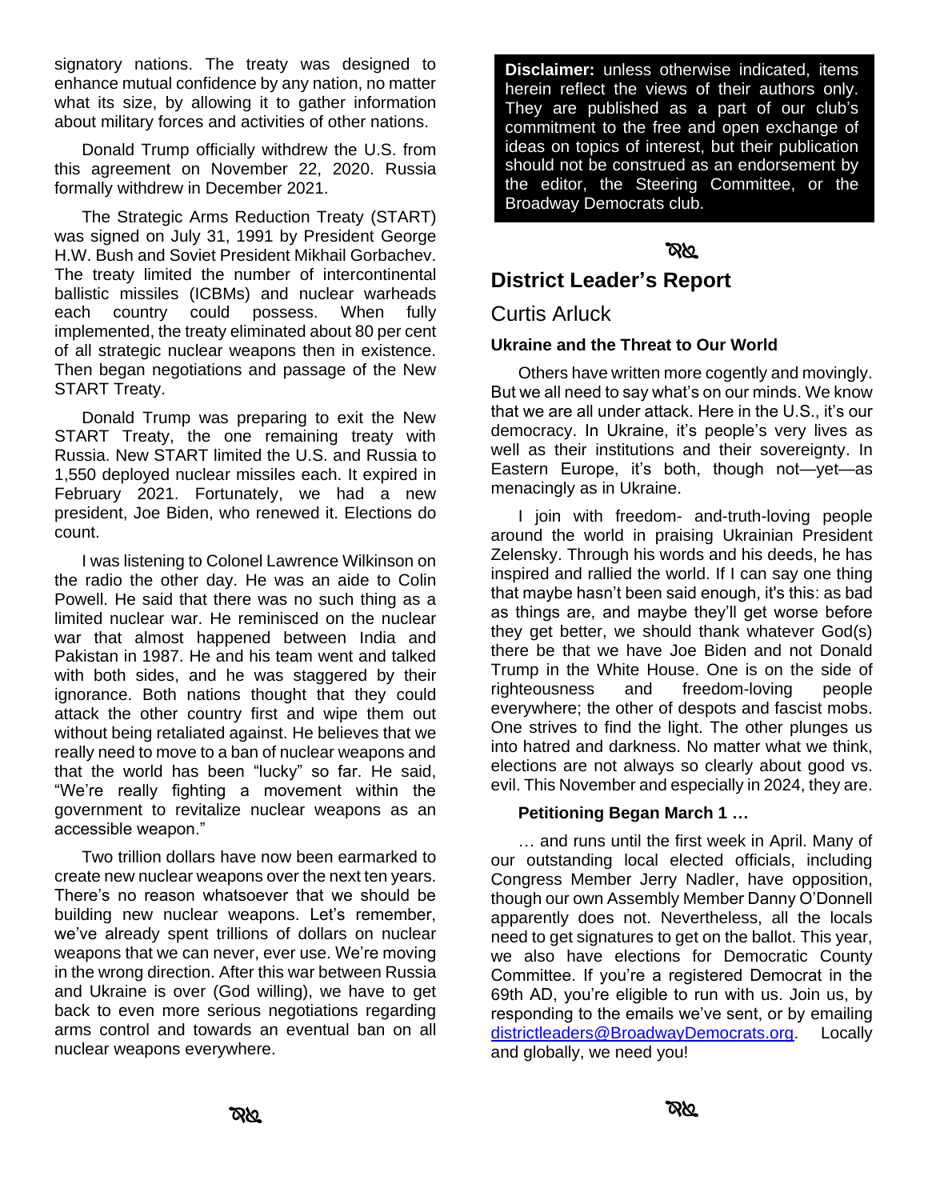signatory nations. The treaty was designed to enhance mutual confidence by any nation, no matter what its size, by allowing it to gather information about military forces and activities of other nations.

Donald Trump officially withdrew the U.S. from this agreement on November 22, 2020. Russia formally withdrew in December 2021.

The Strategic Arms Reduction Treaty (START) was signed on July 31, 1991 by President George H.W. Bush and Soviet President Mikhail Gorbachev. The treaty limited the number of intercontinental ballistic missiles (ICBMs) and nuclear warheads each country could possess. When fully implemented, the treaty eliminated about 80 per cent of all strategic nuclear weapons then in existence. Then began negotiations and passage of the New START Treaty.

Donald Trump was preparing to exit the New START Treaty, the one remaining treaty with Russia. New START limited the U.S. and Russia to 1,550 deployed nuclear missiles each. It expired in February 2021. Fortunately, we had a new president, Joe Biden, who renewed it. Elections do count.

I was listening to Colonel Lawrence Wilkinson on the radio the other day. He was an aide to Colin Powell. He said that there was no such thing as a limited nuclear war. He reminisced on the nuclear war that almost happened between India and Pakistan in 1987. He and his team went and talked with both sides, and he was staggered by their ignorance. Both nations thought that they could attack the other country first and wipe them out without being retaliated against. He believes that we really need to move to a ban of nuclear weapons and that the world has been "lucky" so far. He said, "We're really fighting a movement within the government to revitalize nuclear weapons as an accessible weapon."

Two trillion dollars have now been earmarked to create new nuclear weapons over the next ten years. There's no reason whatsoever that we should be building new nuclear weapons. Let's remember, we've already spent trillions of dollars on nuclear weapons that we can never, ever use. We're moving in the wrong direction. After this war between Russia and Ukraine is over (God willing), we have to get back to even more serious negotiations regarding arms control and towards an eventual ban on all nuclear weapons everywhere.

**Disclaimer:** unless otherwise indicated, items herein reflect the views of their authors only. They are published as a part of our club's commitment to the free and open exchange of ideas on topics of interest, but their publication should not be construed as an endorsement by the editor, the Steering Committee, or the Broadway Democrats club.

## District Leader's Report

### Curtis Arluck

**Ukraine and the Threat to Our World**

Others have written more cogently and movingly. But we all need to say what's on our minds. We know that we are all under attack. Here in the U.S., it's our democracy. In Ukraine, it's people's very lives as well as their institutions and their sovereignty. In Eastern Europe, it's both, though not—yet—as menacingly as in Ukraine.

I join with freedom- and-truth-loving people around the world in praising Ukrainian President Zelensky. Through his words and his deeds, he has inspired and rallied the world. If I can say one thing that maybe hasn't been said enough, it's this: as bad as things are, and maybe they'll get worse before they get better, we should thank whatever God(s) there be that we have Joe Biden and not Donald Trump in the White House. One is on the side of righteousness and freedom-loving people everywhere; the other of despots and fascist mobs. One strives to find the light. The other plunges us into hatred and darkness. No matter what we think, elections are not always so clearly about good vs. evil. This November and especially in 2024, they are.

**Petitioning Began March 1 …**

… and runs until the first week in April. Many of our outstanding local elected officials, including Congress Member Jerry Nadler, have opposition, though our own Assembly Member Danny O'Donnell apparently does not. Nevertheless, all the locals need to get signatures to get on the ballot. This year, we also have elections for Democratic County Committee. If you're a registered Democrat in the 69th AD, you're eligible to run with us. Join us, by responding to the emails we've sent, or by emailing districtleaders@BroadwayDemocrats.org. Locally and globally, we need you!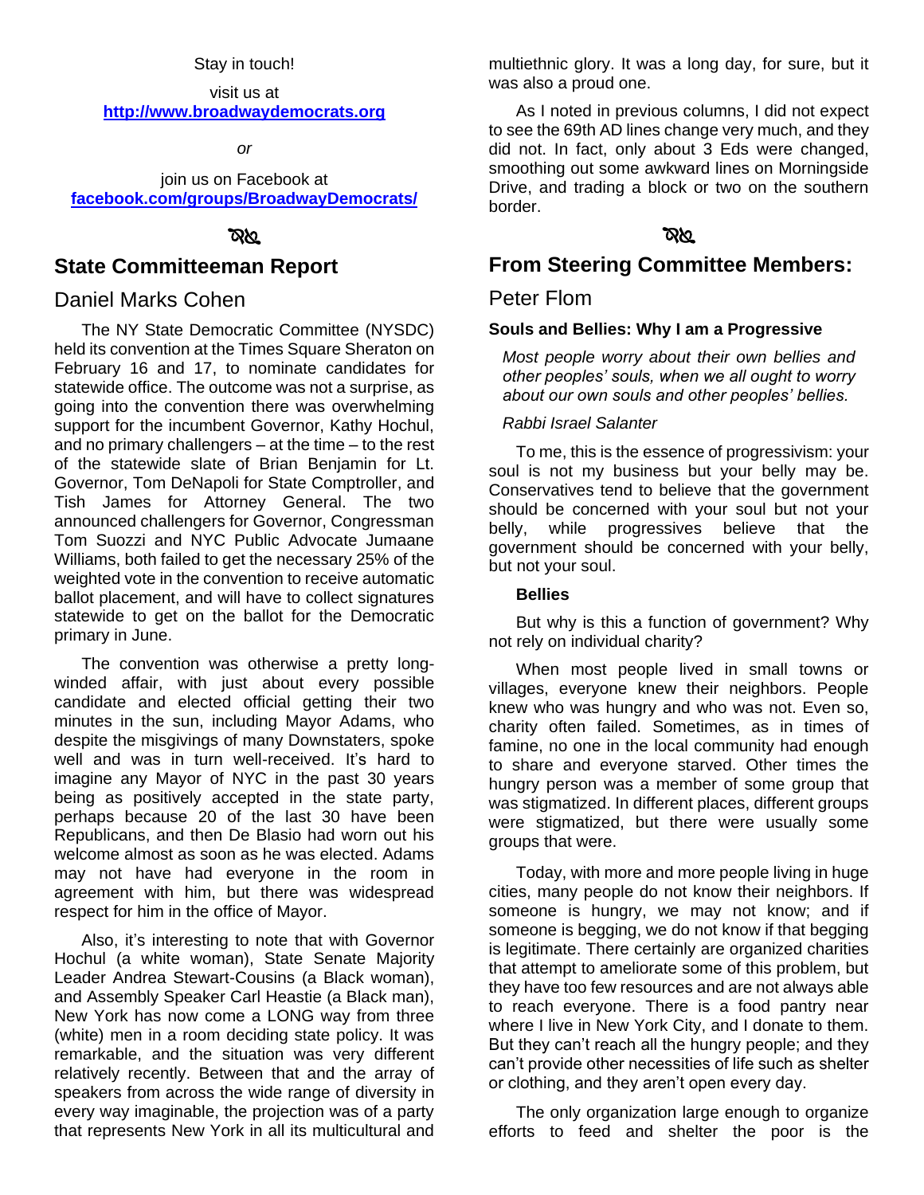Stay in touch!

visit us at
**http://www.broadwaydemocrats.org**

*or*

join us on Facebook at
**facebook.com/groups/BroadwayDemocrats/**

## State Committeeman Report

### Daniel Marks Cohen

The NY State Democratic Committee (NYSDC) held its convention at the Times Square Sheraton on February 16 and 17, to nominate candidates for statewide office. The outcome was not a surprise, as going into the convention there was overwhelming support for the incumbent Governor, Kathy Hochul, and no primary challengers – at the time – to the rest of the statewide slate of Brian Benjamin for Lt. Governor, Tom DeNapoli for State Comptroller, and Tish James for Attorney General. The two announced challengers for Governor, Congressman Tom Suozzi and NYC Public Advocate Jumaane Williams, both failed to get the necessary 25% of the weighted vote in the convention to receive automatic ballot placement, and will have to collect signatures statewide to get on the ballot for the Democratic primary in June.

The convention was otherwise a pretty long-winded affair, with just about every possible candidate and elected official getting their two minutes in the sun, including Mayor Adams, who despite the misgivings of many Downstaters, spoke well and was in turn well-received. It's hard to imagine any Mayor of NYC in the past 30 years being as positively accepted in the state party, perhaps because 20 of the last 30 have been Republicans, and then De Blasio had worn out his welcome almost as soon as he was elected. Adams may not have had everyone in the room in agreement with him, but there was widespread respect for him in the office of Mayor.

Also, it's interesting to note that with Governor Hochul (a white woman), State Senate Majority Leader Andrea Stewart-Cousins (a Black woman), and Assembly Speaker Carl Heastie (a Black man), New York has now come a LONG way from three (white) men in a room deciding state policy. It was remarkable, and the situation was very different relatively recently. Between that and the array of speakers from across the wide range of diversity in every way imaginable, the projection was of a party that represents New York in all its multicultural and multiethnic glory. It was a long day, for sure, but it was also a proud one.

As I noted in previous columns, I did not expect to see the 69th AD lines change very much, and they did not. In fact, only about 3 Eds were changed, smoothing out some awkward lines on Morningside Drive, and trading a block or two on the southern border.

## From Steering Committee Members:

### Peter Flom

#### Souls and Bellies: Why I am a Progressive

*Most people worry about their own bellies and other peoples' souls, when we all ought to worry about our own souls and other peoples' bellies.*

*Rabbi Israel Salanter*

To me, this is the essence of progressivism: your soul is not my business but your belly may be. Conservatives tend to believe that the government should be concerned with your soul but not your belly, while progressives believe that the government should be concerned with your belly, but not your soul.

**Bellies**

But why is this a function of government? Why not rely on individual charity?

When most people lived in small towns or villages, everyone knew their neighbors. People knew who was hungry and who was not. Even so, charity often failed. Sometimes, as in times of famine, no one in the local community had enough to share and everyone starved. Other times the hungry person was a member of some group that was stigmatized. In different places, different groups were stigmatized, but there were usually some groups that were.

Today, with more and more people living in huge cities, many people do not know their neighbors. If someone is hungry, we may not know; and if someone is begging, we do not know if that begging is legitimate. There certainly are organized charities that attempt to ameliorate some of this problem, but they have too few resources and are not always able to reach everyone. There is a food pantry near where I live in New York City, and I donate to them. But they can't reach all the hungry people; and they can't provide other necessities of life such as shelter or clothing, and they aren't open every day.

The only organization large enough to organize efforts to feed and shelter the poor is the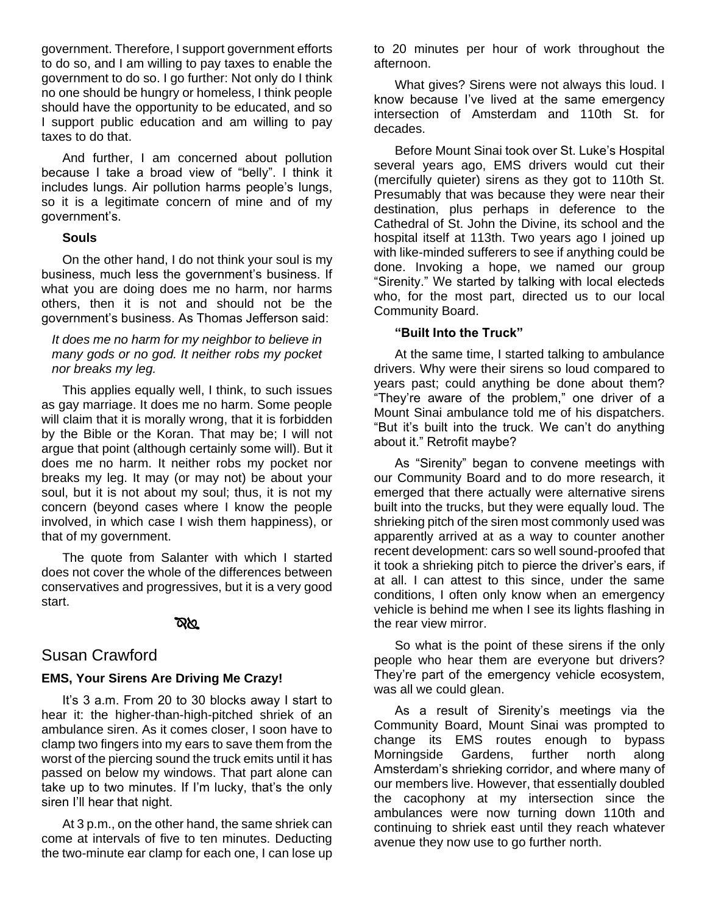government. Therefore, I support government efforts to do so, and I am willing to pay taxes to enable the government to do so. I go further: Not only do I think no one should be hungry or homeless, I think people should have the opportunity to be educated, and so I support public education and am willing to pay taxes to do that.

And further, I am concerned about pollution because I take a broad view of "belly". I think it includes lungs. Air pollution harms people's lungs, so it is a legitimate concern of mine and of my government's.

**Souls**

On the other hand, I do not think your soul is my business, much less the government's business. If what you are doing does me no harm, nor harms others, then it is not and should not be the government's business. As Thomas Jefferson said:

> *It does me no harm for my neighbor to believe in many gods or no god. It neither robs my pocket nor breaks my leg.*

This applies equally well, I think, to such issues as gay marriage. It does me no harm. Some people will claim that it is morally wrong, that it is forbidden by the Bible or the Koran. That may be; I will not argue that point (although certainly some will). But it does me no harm. It neither robs my pocket nor breaks my leg. It may (or may not) be about your soul, but it is not about my soul; thus, it is not my concern (beyond cases where I know the people involved, in which case I wish them happiness), or that of my government.

The quote from Salanter with which I started does not cover the whole of the differences between conservatives and progressives, but it is a very good start.

## Susan Crawford

### EMS, Your Sirens Are Driving Me Crazy!

It's 3 a.m. From 20 to 30 blocks away I start to hear it: the higher-than-high-pitched shriek of an ambulance siren. As it comes closer, I soon have to clamp two fingers into my ears to save them from the worst of the piercing sound the truck emits until it has passed on below my windows. That part alone can take up to two minutes. If I'm lucky, that's the only siren I'll hear that night.

At 3 p.m., on the other hand, the same shriek can come at intervals of five to ten minutes. Deducting the two-minute ear clamp for each one, I can lose up to 20 minutes per hour of work throughout the afternoon.

What gives? Sirens were not always this loud. I know because I've lived at the same emergency intersection of Amsterdam and 110th St. for decades.

Before Mount Sinai took over St. Luke's Hospital several years ago, EMS drivers would cut their (mercifully quieter) sirens as they got to 110th St. Presumably that was because they were near their destination, plus perhaps in deference to the Cathedral of St. John the Divine, its school and the hospital itself at 113th. Two years ago I joined up with like-minded sufferers to see if anything could be done. Invoking a hope, we named our group "Sirenity." We started by talking with local electeds who, for the most part, directed us to our local Community Board.

**"Built Into the Truck"**

At the same time, I started talking to ambulance drivers. Why were their sirens so loud compared to years past; could anything be done about them? "They're aware of the problem," one driver of a Mount Sinai ambulance told me of his dispatchers. "But it's built into the truck. We can't do anything about it." Retrofit maybe?

As "Sirenity" began to convene meetings with our Community Board and to do more research, it emerged that there actually were alternative sirens built into the trucks, but they were equally loud. The shrieking pitch of the siren most commonly used was apparently arrived at as a way to counter another recent development: cars so well sound-proofed that it took a shrieking pitch to pierce the driver's ears, if at all. I can attest to this since, under the same conditions, I often only know when an emergency vehicle is behind me when I see its lights flashing in the rear view mirror.

So what is the point of these sirens if the only people who hear them are everyone but drivers? They're part of the emergency vehicle ecosystem, was all we could glean.

As a result of Sirenity's meetings via the Community Board, Mount Sinai was prompted to change its EMS routes enough to bypass Morningside Gardens, further north along Amsterdam's shrieking corridor, and where many of our members live. However, that essentially doubled the cacophony at my intersection since the ambulances were now turning down 110th and continuing to shriek east until they reach whatever avenue they now use to go further north.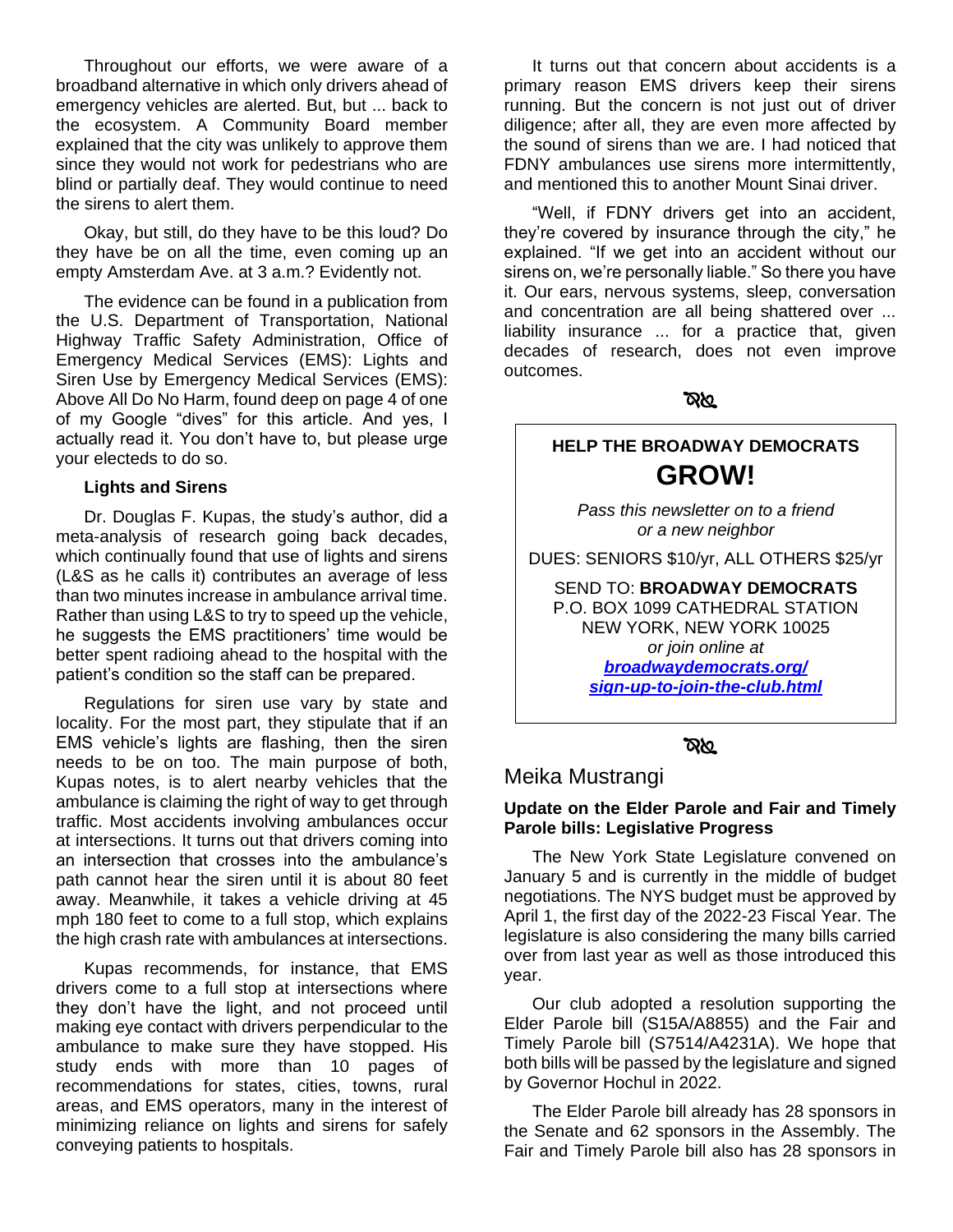Throughout our efforts, we were aware of a broadband alternative in which only drivers ahead of emergency vehicles are alerted. But, but ... back to the ecosystem. A Community Board member explained that the city was unlikely to approve them since they would not work for pedestrians who are blind or partially deaf. They would continue to need the sirens to alert them.

Okay, but still, do they have to be this loud? Do they have be on all the time, even coming up an empty Amsterdam Ave. at 3 a.m.? Evidently not.

The evidence can be found in a publication from the U.S. Department of Transportation, National Highway Traffic Safety Administration, Office of Emergency Medical Services (EMS): Lights and Siren Use by Emergency Medical Services (EMS): Above All Do No Harm, found deep on page 4 of one of my Google "dives" for this article. And yes, I actually read it. You don't have to, but please urge your electeds to do so.

**Lights and Sirens**

Dr. Douglas F. Kupas, the study's author, did a meta-analysis of research going back decades, which continually found that use of lights and sirens (L&S as he calls it) contributes an average of less than two minutes increase in ambulance arrival time. Rather than using L&S to try to speed up the vehicle, he suggests the EMS practitioners' time would be better spent radioing ahead to the hospital with the patient's condition so the staff can be prepared.

Regulations for siren use vary by state and locality. For the most part, they stipulate that if an EMS vehicle's lights are flashing, then the siren needs to be on too. The main purpose of both, Kupas notes, is to alert nearby vehicles that the ambulance is claiming the right of way to get through traffic. Most accidents involving ambulances occur at intersections. It turns out that drivers coming into an intersection that crosses into the ambulance's path cannot hear the siren until it is about 80 feet away. Meanwhile, it takes a vehicle driving at 45 mph 180 feet to come to a full stop, which explains the high crash rate with ambulances at intersections.

Kupas recommends, for instance, that EMS drivers come to a full stop at intersections where they don't have the light, and not proceed until making eye contact with drivers perpendicular to the ambulance to make sure they have stopped. His study ends with more than 10 pages of recommendations for states, cities, towns, rural areas, and EMS operators, many in the interest of minimizing reliance on lights and sirens for safely conveying patients to hospitals.

It turns out that concern about accidents is a primary reason EMS drivers keep their sirens running. But the concern is not just out of driver diligence; after all, they are even more affected by the sound of sirens than we are. I had noticed that FDNY ambulances use sirens more intermittently, and mentioned this to another Mount Sinai driver.

"Well, if FDNY drivers get into an accident, they're covered by insurance through the city," he explained. "If we get into an accident without our sirens on, we're personally liable." So there you have it. Our ears, nervous systems, sleep, conversation and concentration are all being shattered over ... liability insurance ... for a practice that, given decades of research, does not even improve outcomes.

---

**HELP THE BROADWAY DEMOCRATS**

**GROW!**

*Pass this newsletter on to a friend or a new neighbor*

DUES: SENIORS $10/yr, ALL OTHERS $25/yr

SEND TO: **BROADWAY DEMOCRATS**
P.O. BOX 1099 CATHEDRAL STATION
NEW YORK, NEW YORK 10025
*or join online at*
***broadwaydemocrats.org/sign-up-to-join-the-club.html***

---

## Meika Mustrangi

**Update on the Elder Parole and Fair and Timely Parole bills: Legislative Progress**

The New York State Legislature convened on January 5 and is currently in the middle of budget negotiations. The NYS budget must be approved by April 1, the first day of the 2022-23 Fiscal Year. The legislature is also considering the many bills carried over from last year as well as those introduced this year.

Our club adopted a resolution supporting the Elder Parole bill (S15A/A8855) and the Fair and Timely Parole bill (S7514/A4231A). We hope that both bills will be passed by the legislature and signed by Governor Hochul in 2022.

The Elder Parole bill already has 28 sponsors in the Senate and 62 sponsors in the Assembly. The Fair and Timely Parole bill also has 28 sponsors in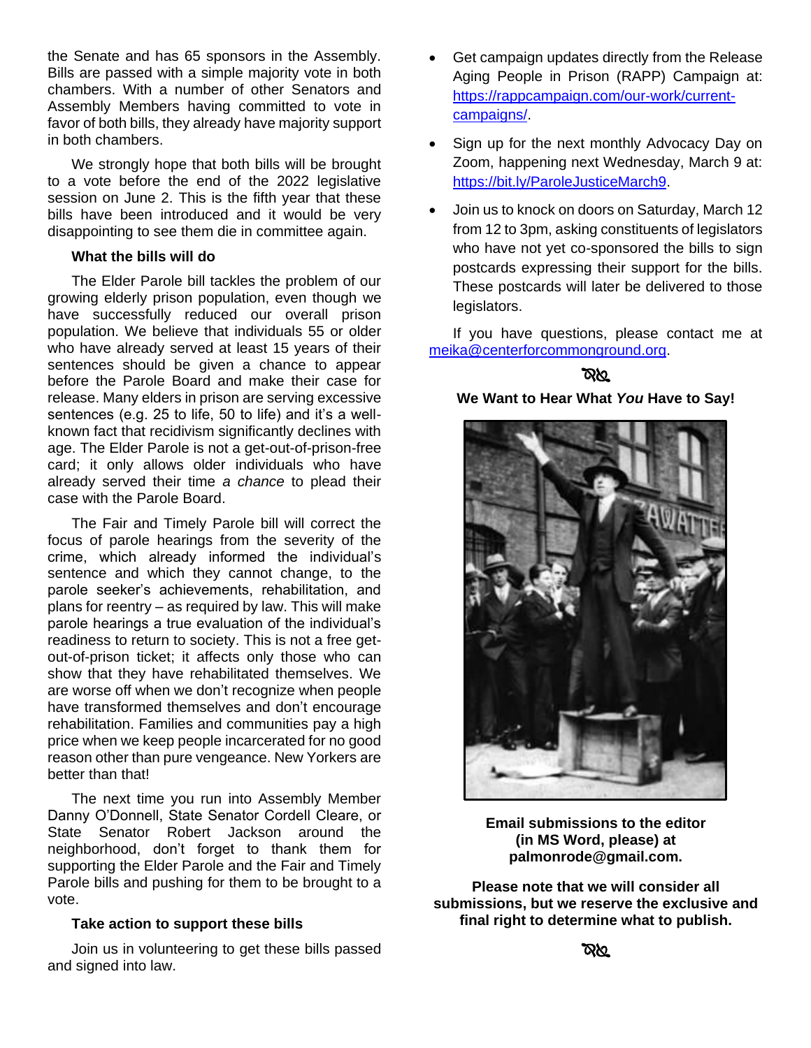the Senate and has 65 sponsors in the Assembly. Bills are passed with a simple majority vote in both chambers. With a number of other Senators and Assembly Members having committed to vote in favor of both bills, they already have majority support in both chambers.

We strongly hope that both bills will be brought to a vote before the end of the 2022 legislative session on June 2. This is the fifth year that these bills have been introduced and it would be very disappointing to see them die in committee again.

**What the bills will do**

The Elder Parole bill tackles the problem of our growing elderly prison population, even though we have successfully reduced our overall prison population. We believe that individuals 55 or older who have already served at least 15 years of their sentences should be given a chance to appear before the Parole Board and make their case for release. Many elders in prison are serving excessive sentences (e.g. 25 to life, 50 to life) and it's a well-known fact that recidivism significantly declines with age. The Elder Parole is not a get-out-of-prison-free card; it only allows older individuals who have already served their time *a chance* to plead their case with the Parole Board.

The Fair and Timely Parole bill will correct the focus of parole hearings from the severity of the crime, which already informed the individual's sentence and which they cannot change, to the parole seeker's achievements, rehabilitation, and plans for reentry – as required by law. This will make parole hearings a true evaluation of the individual's readiness to return to society. This is not a free get-out-of-prison ticket; it affects only those who can show that they have rehabilitated themselves. We are worse off when we don't recognize when people have transformed themselves and don't encourage rehabilitation. Families and communities pay a high price when we keep people incarcerated for no good reason other than pure vengeance. New Yorkers are better than that!

The next time you run into Assembly Member Danny O'Donnell, State Senator Cordell Cleare, or State Senator Robert Jackson around the neighborhood, don't forget to thank them for supporting the Elder Parole and the Fair and Timely Parole bills and pushing for them to be brought to a vote.

**Take action to support these bills**

Join us in volunteering to get these bills passed and signed into law.

- Get campaign updates directly from the Release Aging People in Prison (RAPP) Campaign at: https://rappcampaign.com/our-work/current-campaigns/.
- Sign up for the next monthly Advocacy Day on Zoom, happening next Wednesday, March 9 at: https://bit.ly/ParoleJusticeMarch9.
- Join us to knock on doors on Saturday, March 12 from 12 to 3pm, asking constituents of legislators who have not yet co-sponsored the bills to sign postcards expressing their support for the bills. These postcards will later be delivered to those legislators.

If you have questions, please contact me at meika@centerforcommonground.org.

**We Want to Hear What *You* Have to Say!**

**Email submissions to the editor (in MS Word, please) at palmonrode@gmail.com.**

**Please note that we will consider all submissions, but we reserve the exclusive and final right to determine what to publish.**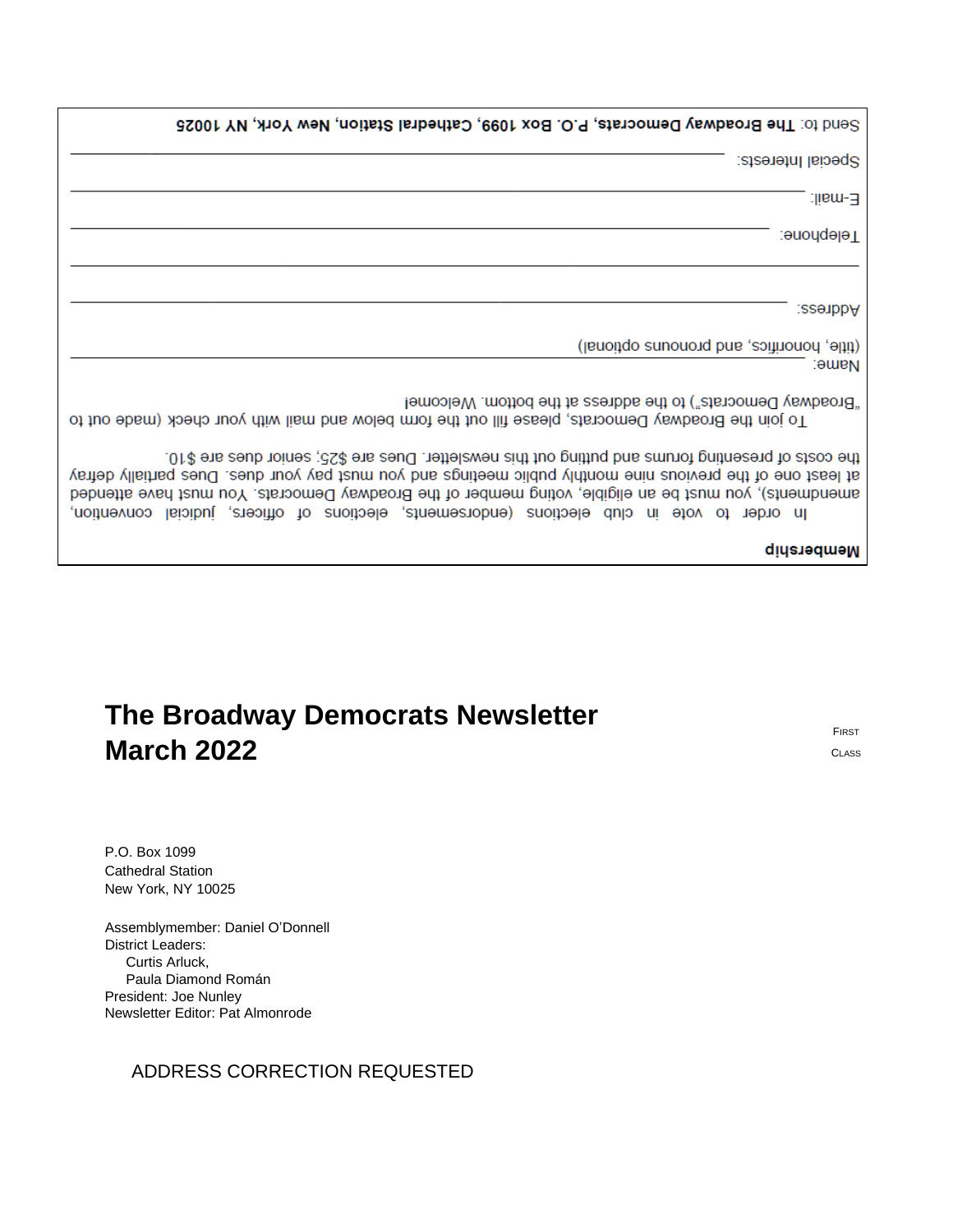**Membership**

In order to vote in club elections (endorsements, elections of officers, judicial convention, amendments), you must be an eligible, voting member of the Broadway Democrats. You must have attended at least one of the previous nine monthly public meetings and you must pay your dues. Dues partially defray the costs of presenting forums and putting out this newsletter. Dues are $25; senior dues are $10.

To join the Broadway Democrats, please fill out the form below and mail with your check (made out to "Broadway Democrats") to the address at the bottom. Welcome!

Name: \_\_\_\_\_\_\_\_\_\_\_\_\_\_\_\_\_\_\_\_\_\_\_\_\_\_\_\_\_\_\_\_\_\_\_\_\_\_\_\_\_\_\_\_\_\_\_\_\_\_\_\_\_\_\_\_\_\_\_\_\_\_\_\_
(title, honorifics, and pronouns optional)

Address: \_\_\_\_\_\_\_\_\_\_\_\_\_\_\_\_\_\_\_\_\_\_\_\_\_\_\_\_\_\_\_\_\_\_\_\_\_\_\_\_\_\_\_\_\_\_\_\_\_\_\_\_\_\_\_\_\_\_\_\_\_\_\_\_

\_\_\_\_\_\_\_\_\_\_\_\_\_\_\_\_\_\_\_\_\_\_\_\_\_\_\_\_\_\_\_\_\_\_\_\_\_\_\_\_\_\_\_\_\_\_\_\_\_\_\_\_\_\_\_\_\_\_\_\_\_\_\_\_\_\_\_\_\_\_\_\_

Telephone: \_\_\_\_\_\_\_\_\_\_\_\_\_\_\_\_\_\_\_\_\_\_\_\_\_\_\_\_\_\_\_\_\_\_\_\_\_\_\_\_\_\_\_\_\_\_\_\_\_\_\_\_\_\_\_\_\_\_\_\_\_\_\_\_

E-mail: \_\_\_\_\_\_\_\_\_\_\_\_\_\_\_\_\_\_\_\_\_\_\_\_\_\_\_\_\_\_\_\_\_\_\_\_\_\_\_\_\_\_\_\_\_\_\_\_\_\_\_\_\_\_\_\_\_\_\_\_\_\_\_\_

Special Interests: \_\_\_\_\_\_\_\_\_\_\_\_\_\_\_\_\_\_\_\_\_\_\_\_\_\_\_\_\_\_\_\_\_\_\_\_\_\_\_\_\_\_\_\_\_\_\_\_\_\_\_\_\_\_\_\_\_\_\_\_

Send to: **The Broadway Democrats, P.O. Box 1099, Cathedral Station, New York, NY 10025**

# The Broadway Democrats Newsletter
# March 2022

FIRST CLASS

P.O. Box 1099
Cathedral Station
New York, NY 10025

Assemblymember: Daniel O'Donnell
District Leaders:
Curtis Arluck,
Paula Diamond Román
President: Joe Nunley
Newsletter Editor: Pat Almonrode

ADDRESS CORRECTION REQUESTED